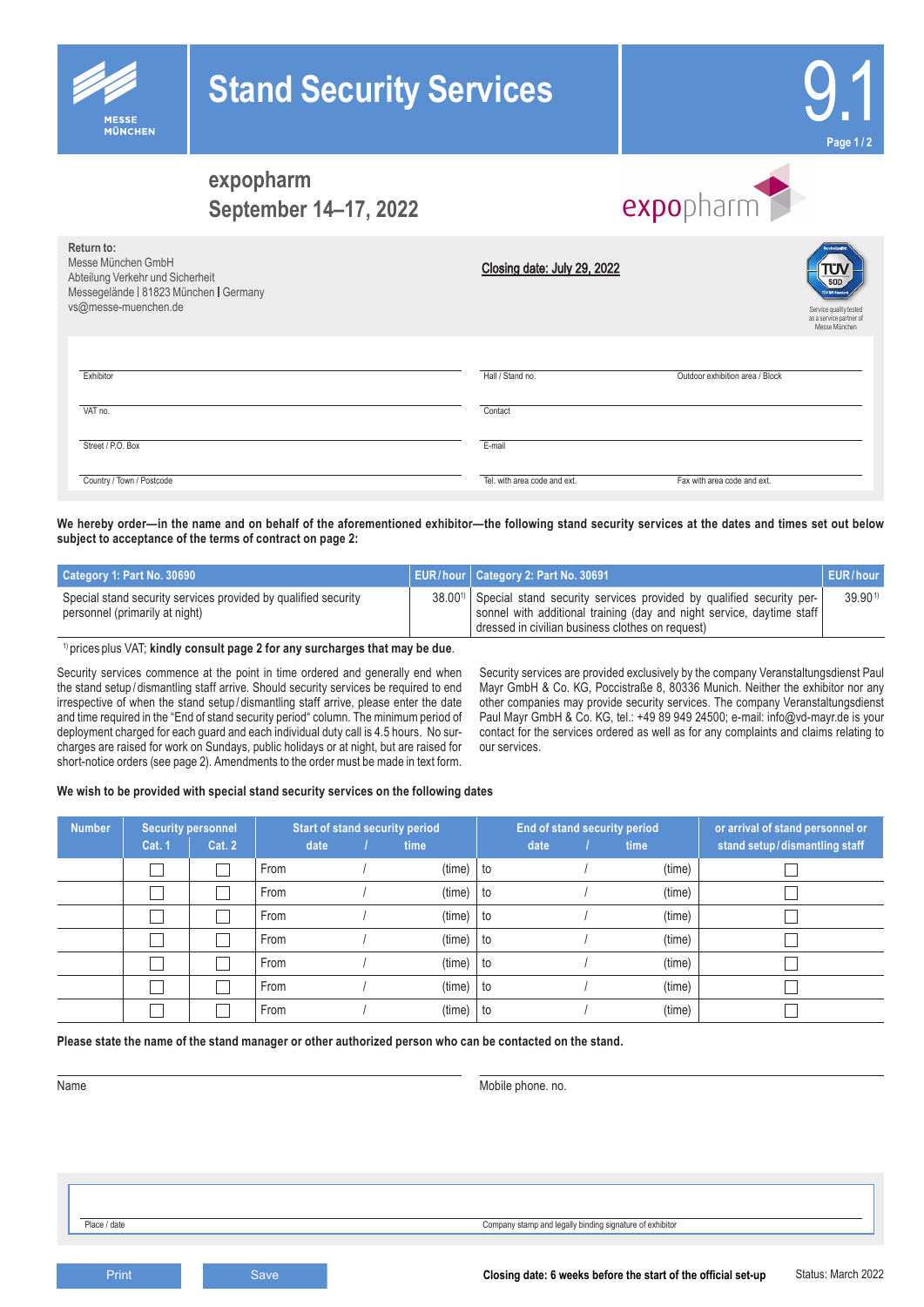# Stand Security Services

9.1

## expopharm
## September 14–17, 2022

**Return to:**
Messe München GmbH
Abteilung Verkehr und Sicherheit
Messegelände | 81823 München | Germany
vs@messe-muenchen.de

**Closing date: July 29, 2022**

Service quality tested as a service partner of Messe München

| | | |
|---|---|---|
| Exhibitor | Hall / Stand no. | Outdoor exhibition area / Block |
| VAT no. | Contact | |
| Street / P.O. Box | E-mail | |
| Country / Town / Postcode | Tel. with area code and ext. | Fax with area code and ext. |

**We hereby order—in the name and on behalf of the aforementioned exhibitor—the following stand security services at the dates and times set out below subject to acceptance of the terms of contract on page 2:**

| Category 1: Part No. 30690 | EUR/hour | Category 2: Part No. 30691 | EUR/hour |
|---|---|---|---|
| Special stand security services provided by qualified security personnel (primarily at night) | 38.00[1] | Special stand security services provided by qualified security personnel with additional training (day and night service, daytime staff dressed in civilian business clothes on request) | 39.90[1] |

[1] prices plus VAT; **kindly consult page 2 for any surcharges that may be due**.

Security services commence at the point in time ordered and generally end when the stand setup/dismantling staff arrive. Should security services be required to end irrespective of when the stand setup/dismantling staff arrive, please enter the date and time required in the "End of stand security period" column. The minimum period of deployment charged for each guard and each individual duty call is 4.5 hours. No surcharges are raised for work on Sundays, public holidays or at night, but are raised for short-notice orders (see page 2). Amendments to the order must be made in text form.

Security services are provided exclusively by the company Veranstaltungsdienst Paul Mayr GmbH & Co. KG, Poccistraße 8, 80336 Munich. Neither the exhibitor nor any other companies may provide security services. The company Veranstaltungsdienst Paul Mayr GmbH & Co. KG, tel.: +49 89 949 24500; e-mail: info@vd-mayr.de is your contact for the services ordered as well as for any complaints and claims relating to our services.

**We wish to be provided with special stand security services on the following dates**

| Number | Security personnel | | Start of stand security period | End of stand security period | or arrival of stand personnel or stand setup/dismantling staff |
|---|---|---|---|---|---|
| | Cat. 1 | Cat. 2 | date / time | date / time | |
| | ☐ | ☐ | From / (time) | to / (time) | ☐ |
| | ☐ | ☐ | From / (time) | to / (time) | ☐ |
| | ☐ | ☐ | From / (time) | to / (time) | ☐ |
| | ☐ | ☐ | From / (time) | to / (time) | ☐ |
| | ☐ | ☐ | From / (time) | to / (time) | ☐ |
| | ☐ | ☐ | From / (time) | to / (time) | ☐ |
| | ☐ | ☐ | From / (time) | to / (time) | ☐ |

**Please state the name of the stand manager or other authorized person who can be contacted on the stand.**

| | |
|---|---|
| Name | Mobile phone. no. |

| | |
|---|---|
| Place / date | Company stamp and legally binding signature of exhibitor |

Print | Save

**Closing date: 6 weeks before the start of the official set-up**

Status: March 2022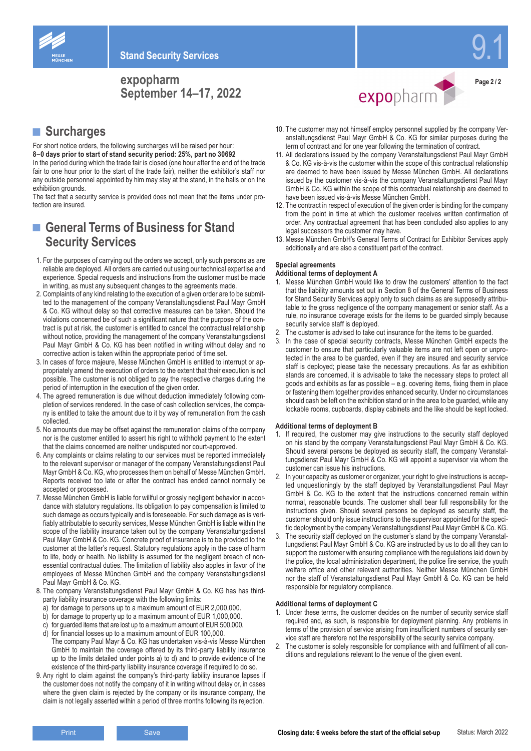## Surcharges

For short notice orders, the following surcharges will be raised per hour:
**8–0 days prior to start of stand security period: 25%, part no 30692**
In the period during which the trade fair is closed (one hour after the end of the trade fair to one hour prior to the start of the trade fair), neither the exhibitor's staff nor any outside personnel appointed by him may stay at the stand, in the halls or on the exhibition grounds.
The fact that a security service is provided does not mean that the items under protection are insured.

## General Terms of Business for Stand Security Services

1. For the purposes of carrying out the orders we accept, only such persons as are reliable are deployed. All orders are carried out using our technical expertise and experience. Special requests and instructions from the customer must be made in writing, as must any subsequent changes to the agreements made.
2. Complaints of any kind relating to the execution of a given order are to be submitted to the management of the company Veranstaltungsdienst Paul Mayr GmbH & Co. KG without delay so that corrective measures can be taken. Should the violations concerned be of such a significant nature that the purpose of the contract is put at risk, the customer is entitled to cancel the contractual relationship without notice, providing the management of the company Veranstaltungsdienst Paul Mayr GmbH & Co. KG has been notified in writing without delay and no corrective action is taken within the appropriate period of time set.
3. In cases of force majeure, Messe München GmbH is entitled to interrupt or appropriately amend the execution of orders to the extent that their execution is not possible. The customer is not obliged to pay the respective charges during the period of interruption in the execution of the given order.
4. The agreed remuneration is due without deduction immediately following completion of services rendered. In the case of cash collection services, the company is entitled to take the amount due to it by way of remuneration from the cash collected.
5. No amounts due may be offset against the remuneration claims of the company nor is the customer entitled to assert his right to withhold payment to the extent that the claims concerned are neither undisputed nor court-approved.
6. Any complaints or claims relating to our services must be reported immediately to the relevant supervisor or manager of the company Veranstaltungsdienst Paul Mayr GmbH & Co. KG, who processes them on behalf of Messe München GmbH. Reports received too late or after the contract has ended cannot normally be accepted or processed.
7. Messe München GmbH is liable for willful or grossly negligent behavior in accordance with statutory regulations. Its obligation to pay compensation is limited to such damage as occurs typically and is foreseeable. For such damage as is verifiably attributable to security services, Messe München GmbH is liable within the scope of the liability insurance taken out by the company Veranstaltungsdienst Paul Mayr GmbH & Co. KG. Concrete proof of insurance is to be provided to the customer at the latter's request. Statutory regulations apply in the case of harm to life, body or health. No liability is assumed for the negligent breach of non-essential contractual duties. The limitation of liability also applies in favor of the employees of Messe München GmbH and the company Veranstaltungsdienst Paul Mayr GmbH & Co. KG.
8. The company Veranstaltungsdienst Paul Mayr GmbH & Co. KG has has third-party liability insurance coverage with the following limits:
   a) for damage to persons up to a maximum amount of EUR 2,000,000.
   b) for damage to property up to a maximum amount of EUR 1,000,000.
   c) for guarded items that are lost up to a maximum amount of EUR 500,000.
   d) for financial losses up to a maximum amount of EUR 100,000.
   The company Paul Mayr & Co. KG has undertaken vis-à-vis Messe München GmbH to maintain the coverage offered by its third-party liability insurance up to the limits detailed under points a) to d) and to provide evidence of the existence of the third-party liability insurance coverage if required to do so.
9. Any right to claim against the company's third-party liability insurance lapses if the customer does not notify the company of it in writing without delay or, in cases where the given claim is rejected by the company or its insurance company, the claim is not legally asserted within a period of three months following its rejection.
10. The customer may not himself employ personnel supplied by the company Veranstaltungsdienst Paul Mayr GmbH & Co. KG for similar purposes during the term of contract and for one year following the termination of contract.
11. All declarations issued by the company Veranstaltungsdienst Paul Mayr GmbH & Co. KG vis-à-vis the customer within the scope of this contractual relationship are deemed to have been issued by Messe München GmbH. All declarations issued by the customer vis-à-vis the company Veranstaltungsdienst Paul Mayr GmbH & Co. KG within the scope of this contractual relationship are deemed to have been issued vis-à-vis Messe München GmbH.
12. The contract in respect of execution of the given order is binding for the company from the point in time at which the customer receives written confirmation of order. Any contractual agreement that has been concluded also applies to any legal successors the customer may have.
13. Messe München GmbH's General Terms of Contract for Exhibitor Services apply additionally and are also a constituent part of the contract.

### Special agreements

**Additional terms of deployment A**

1. Messe München GmbH would like to draw the customers' attention to the fact that the liability amounts set out in Section 8 of the General Terms of Business for Stand Security Services apply only to such claims as are supposedly attributable to the gross negligence of the company management or senior staff. As a rule, no insurance coverage exists for the items to be guarded simply because security service staff is deployed.
2. The customer is advised to take out insurance for the items to be guarded.
3. In the case of special security contracts, Messe München GmbH expects the customer to ensure that particularly valuable items are not left open or unprotected in the area to be guarded, even if they are insured and security service staff is deployed; please take the necessary precautions. As far as exhibition stands are concerned, it is advisable to take the necessary steps to protect all goods and exhibits as far as possible – e.g. covering items, fixing them in place or fastening them together provides enhanced security. Under no circumstances should cash be left on the exhibition stand or in the area to be guarded, while any lockable rooms, cupboards, display cabinets and the like should be kept locked.

**Additional terms of deployment B**

1. If required, the customer may give instructions to the security staff deployed on his stand by the company Veranstaltungsdienst Paul Mayr GmbH & Co. KG. Should several persons be deployed as security staff, the company Veranstaltungsdienst Paul Mayr GmbH & Co. KG will appoint a supervisor via whom the customer can issue his instructions.
2. In your capacity as customer or organizer, your right to give instructions is accepted unquestioningly by the staff deployed by Veranstaltungsdienst Paul Mayr GmbH & Co. KG to the extent that the instructions concerned remain within normal, reasonable bounds. The customer shall bear full responsibility for the instructions given. Should several persons be deployed as security staff, the customer should only issue instructions to the supervisor appointed for the specific deployment by the company Veranstaltungsdienst Paul Mayr GmbH & Co. KG.
3. The security staff deployed on the customer's stand by the company Veranstaltungsdienst Paul Mayr GmbH & Co. KG are instructed by us to do all they can to support the customer with ensuring compliance with the regulations laid down by the police, the local administration department, the police fire service, the youth welfare office and other relevant authorities. Neither Messe München GmbH nor the staff of Veranstaltungsdienst Paul Mayr GmbH & Co. KG can be held responsible for regulatory compliance.

**Additional terms of deployment C**

1. Under these terms, the customer decides on the number of security service staff required and, as such, is responsible for deployment planning. Any problems in terms of the provision of service arising from insufficient numbers of security service staff are therefore not the responsibility of the security service company.
2. The customer is solely responsible for compliance with and fulfilment of all conditions and regulations relevant to the venue of the given event.

**Closing date: 6 weeks before the start of the official set-up**

Status: March 2022